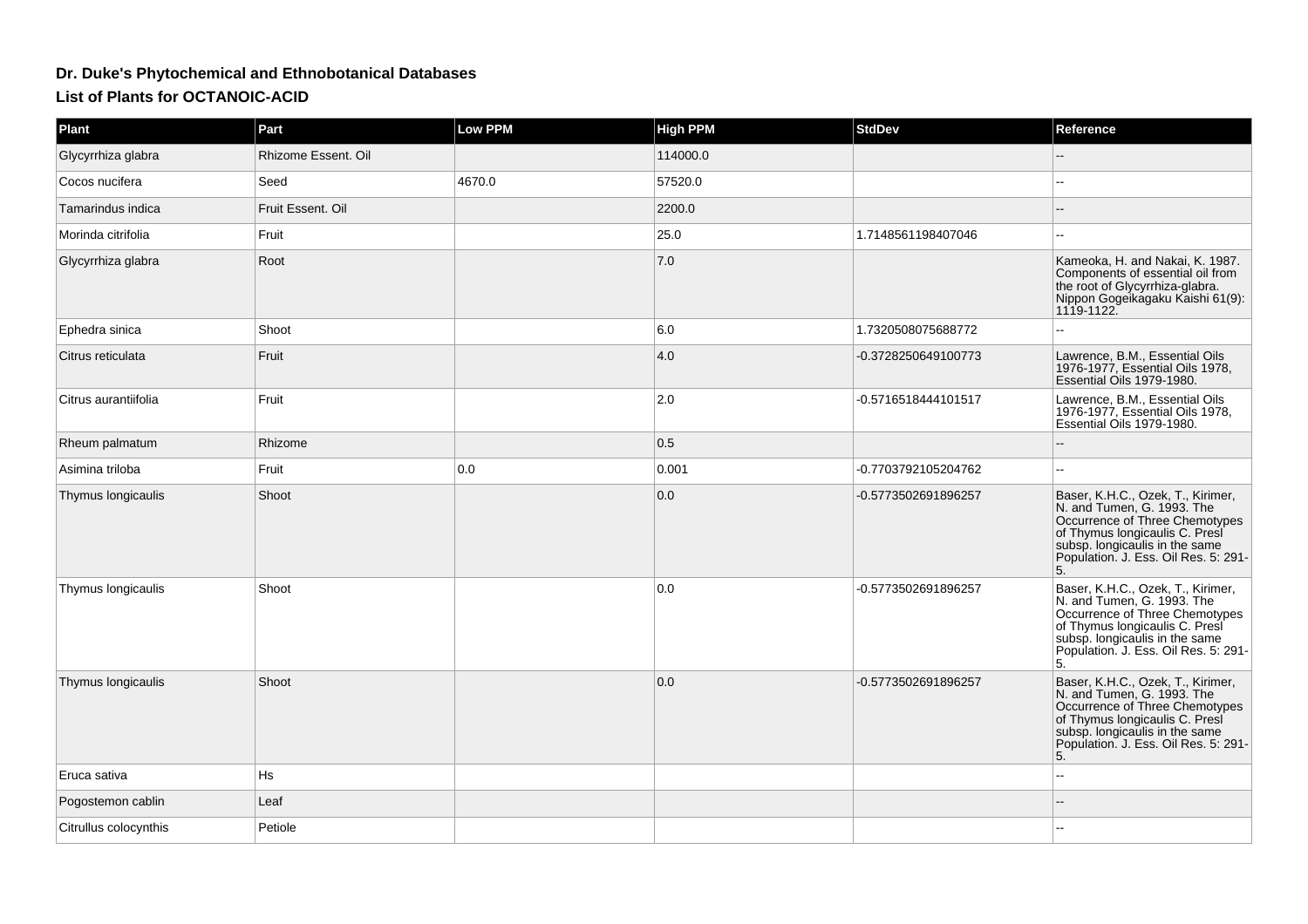# Dr. Duke's Phytochemical and Ethnobotanical Databases

## List of Plants for OCTANOIC-ACID

| Plant | Part | Low PPM | High PPM | StdDev | Reference |
|---|---|---|---|---|---|
| Glycyrrhiza glabra | Rhizome Essent. Oil | | 114000.0 | | -- |
| Cocos nucifera | Seed | 4670.0 | 57520.0 | | -- |
| Tamarindus indica | Fruit Essent. Oil | | 2200.0 | | -- |
| Morinda citrifolia | Fruit | | 25.0 | 1.7148561198407046 | -- |
| Glycyrrhiza glabra | Root | | 7.0 | | Kameoka, H. and Nakai, K. 1987. Components of essential oil from the root of Glycyrrhiza-glabra. Nippon Gogeikagaku Kaishi 61(9): 1119-1122. |
| Ephedra sinica | Shoot | | 6.0 | 1.7320508075688772 | -- |
| Citrus reticulata | Fruit | | 4.0 | -0.3728250649100773 | Lawrence, B.M., Essential Oils 1976-1977, Essential Oils 1978, Essential Oils 1979-1980. |
| Citrus aurantiifolia | Fruit | | 2.0 | -0.5716518444101517 | Lawrence, B.M., Essential Oils 1976-1977, Essential Oils 1978, Essential Oils 1979-1980. |
| Rheum palmatum | Rhizome | | 0.5 | | -- |
| Asimina triloba | Fruit | 0.0 | 0.001 | -0.7703792105204762 | -- |
| Thymus longicaulis | Shoot | | 0.0 | -0.5773502691896257 | Baser, K.H.C., Ozek, T., Kirimer, N. and Tumen, G. 1993. The Occurrence of Three Chemotypes of Thymus longicaulis C. Presl subsp. longicaulis in the same Population. J. Ess. Oil Res. 5: 291-5. |
| Thymus longicaulis | Shoot | | 0.0 | -0.5773502691896257 | Baser, K.H.C., Ozek, T., Kirimer, N. and Tumen, G. 1993. The Occurrence of Three Chemotypes of Thymus longicaulis C. Presl subsp. longicaulis in the same Population. J. Ess. Oil Res. 5: 291-5. |
| Thymus longicaulis | Shoot | | 0.0 | -0.5773502691896257 | Baser, K.H.C., Ozek, T., Kirimer, N. and Tumen, G. 1993. The Occurrence of Three Chemotypes of Thymus longicaulis C. Presl subsp. longicaulis in the same Population. J. Ess. Oil Res. 5: 291-5. |
| Eruca sativa | Hs | | | | -- |
| Pogostemon cablin | Leaf | | | | -- |
| Citrullus colocynthis | Petiole | | | | -- |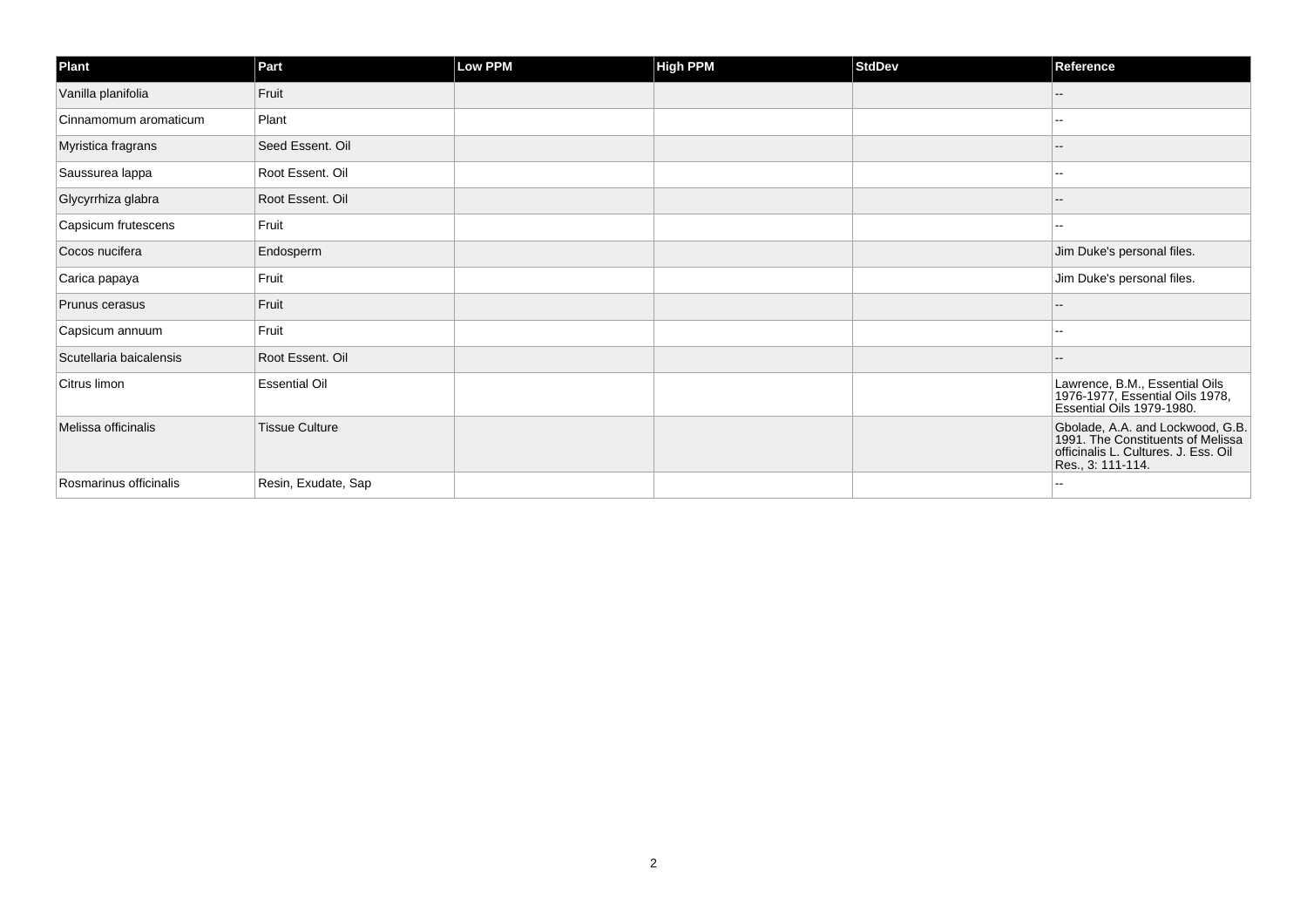| Plant | Part | Low PPM | High PPM | StdDev | Reference |
|---|---|---|---|---|---|
| Vanilla planifolia | Fruit | | | | -- |
| Cinnamomum aromaticum | Plant | | | | -- |
| Myristica fragrans | Seed Essent. Oil | | | | -- |
| Saussurea lappa | Root Essent. Oil | | | | -- |
| Glycyrrhiza glabra | Root Essent. Oil | | | | -- |
| Capsicum frutescens | Fruit | | | | -- |
| Cocos nucifera | Endosperm | | | | Jim Duke's personal files. |
| Carica papaya | Fruit | | | | Jim Duke's personal files. |
| Prunus cerasus | Fruit | | | | -- |
| Capsicum annuum | Fruit | | | | -- |
| Scutellaria baicalensis | Root Essent. Oil | | | | -- |
| Citrus limon | Essential Oil | | | | Lawrence, B.M., Essential Oils 1976-1977, Essential Oils 1978, Essential Oils 1979-1980. |
| Melissa officinalis | Tissue Culture | | | | Gbolade, A.A. and Lockwood, G.B. 1991. The Constituents of Melissa officinalis L. Cultures. J. Ess. Oil Res., 3: 111-114. |
| Rosmarinus officinalis | Resin, Exudate, Sap | | | | -- |